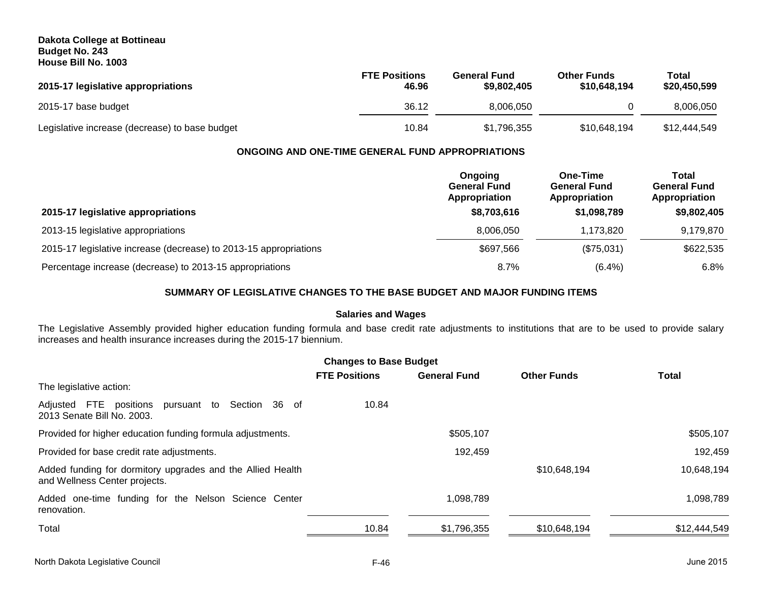**Dakota College at Bottineau**
**Budget No. 243**
**House Bill No. 1003**

| | FTE Positions | General Fund | Other Funds | Total |
|---|---|---|---|---|
| **2015-17 legislative appropriations** | **46.96** | **$9,802,405** | **$10,648,194** | **$20,450,599** |
| 2015-17 base budget | 36.12 | 8,006,050 | 0 | 8,006,050 |
| Legislative increase (decrease) to base budget | 10.84 | $1,796,355 | $10,648,194 | $12,444,549 |

## ONGOING AND ONE-TIME GENERAL FUND APPROPRIATIONS

| | Ongoing General Fund Appropriation | One-Time General Fund Appropriation | Total General Fund Appropriation |
|---|---|---|---|
| **2015-17 legislative appropriations** | **$8,703,616** | **$1,098,789** | **$9,802,405** |
| 2013-15 legislative appropriations | 8,006,050 | 1,173,820 | 9,179,870 |
| 2015-17 legislative increase (decrease) to 2013-15 appropriations | $697,566 | ($75,031) | $622,535 |
| Percentage increase (decrease) to 2013-15 appropriations | 8.7% | (6.4%) | 6.8% |

## SUMMARY OF LEGISLATIVE CHANGES TO THE BASE BUDGET AND MAJOR FUNDING ITEMS

### Salaries and Wages

The Legislative Assembly provided higher education funding formula and base credit rate adjustments to institutions that are to be used to provide salary increases and health insurance increases during the 2015-17 biennium.

**Changes to Base Budget**

| The legislative action: | FTE Positions | General Fund | Other Funds | Total |
|---|---|---|---|---|
| Adjusted FTE positions pursuant to Section 36 of 2013 Senate Bill No. 2003. | 10.84 | | | |
| Provided for higher education funding formula adjustments. | | $505,107 | | $505,107 |
| Provided for base credit rate adjustments. | | 192,459 | | 192,459 |
| Added funding for dormitory upgrades and the Allied Health and Wellness Center projects. | | | $10,648,194 | 10,648,194 |
| Added one-time funding for the Nelson Science Center renovation. | | 1,098,789 | | 1,098,789 |
| Total | 10.84 | $1,796,355 | $10,648,194 | $12,444,549 |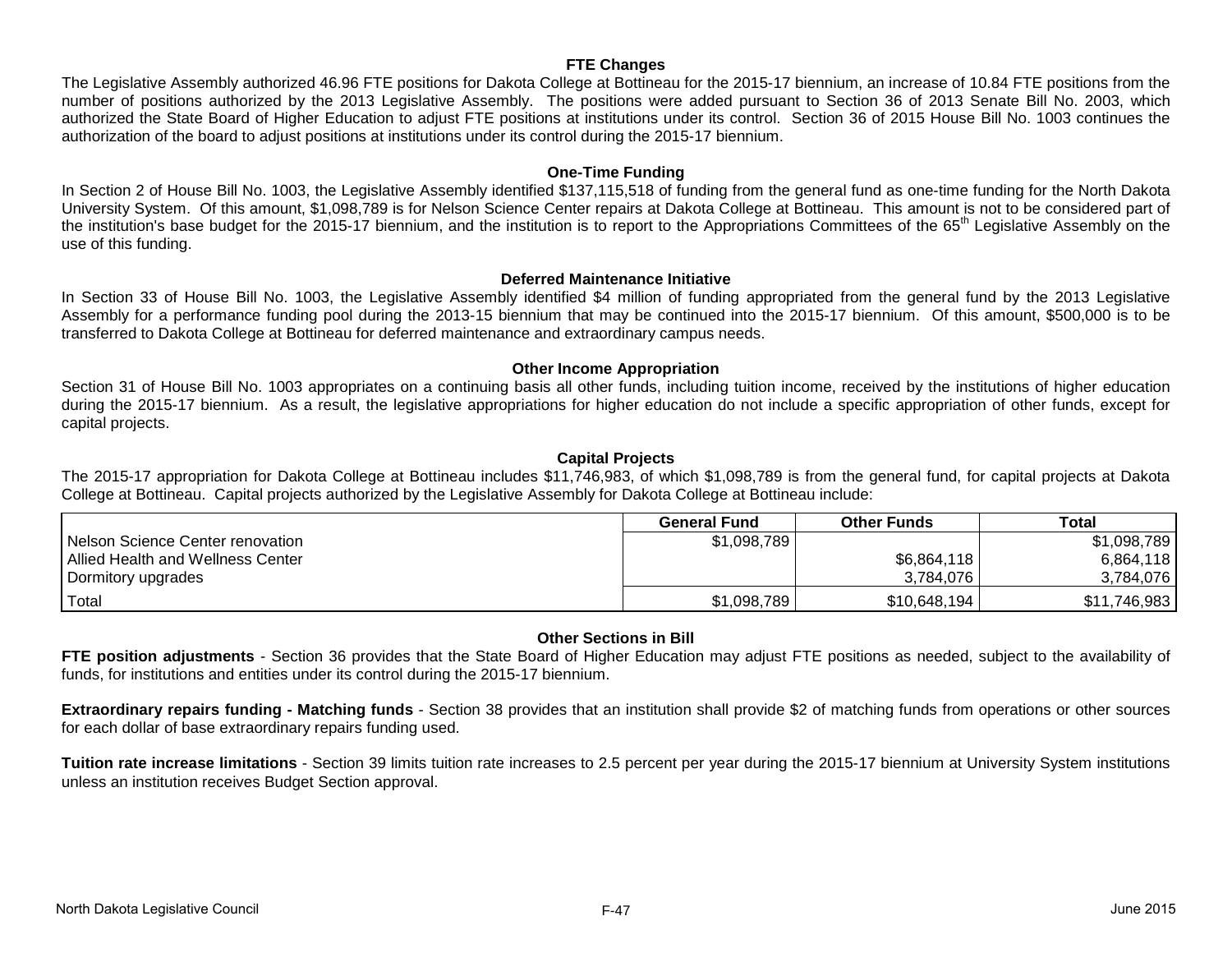### FTE Changes

The Legislative Assembly authorized 46.96 FTE positions for Dakota College at Bottineau for the 2015-17 biennium, an increase of 10.84 FTE positions from the number of positions authorized by the 2013 Legislative Assembly. The positions were added pursuant to Section 36 of 2013 Senate Bill No. 2003, which authorized the State Board of Higher Education to adjust FTE positions at institutions under its control. Section 36 of 2015 House Bill No. 1003 continues the authorization of the board to adjust positions at institutions under its control during the 2015-17 biennium.

### One-Time Funding

In Section 2 of House Bill No. 1003, the Legislative Assembly identified $137,115,518 of funding from the general fund as one-time funding for the North Dakota University System. Of this amount, $1,098,789 is for Nelson Science Center repairs at Dakota College at Bottineau. This amount is not to be considered part of the institution's base budget for the 2015-17 biennium, and the institution is to report to the Appropriations Committees of the 65th Legislative Assembly on the use of this funding.

### Deferred Maintenance Initiative

In Section 33 of House Bill No. 1003, the Legislative Assembly identified $4 million of funding appropriated from the general fund by the 2013 Legislative Assembly for a performance funding pool during the 2013-15 biennium that may be continued into the 2015-17 biennium. Of this amount, $500,000 is to be transferred to Dakota College at Bottineau for deferred maintenance and extraordinary campus needs.

### Other Income Appropriation

Section 31 of House Bill No. 1003 appropriates on a continuing basis all other funds, including tuition income, received by the institutions of higher education during the 2015-17 biennium. As a result, the legislative appropriations for higher education do not include a specific appropriation of other funds, except for capital projects.

### Capital Projects

The 2015-17 appropriation for Dakota College at Bottineau includes $11,746,983, of which $1,098,789 is from the general fund, for capital projects at Dakota College at Bottineau. Capital projects authorized by the Legislative Assembly for Dakota College at Bottineau include:

| | General Fund | Other Funds | Total |
|---|---|---|---|
| Nelson Science Center renovation | $1,098,789 | | $1,098,789 |
| Allied Health and Wellness Center | | $6,864,118 | 6,864,118 |
| Dormitory upgrades | | 3,784,076 | 3,784,076 |
| Total | $1,098,789 | $10,648,194 | $11,746,983 |

### Other Sections in Bill

**FTE position adjustments** - Section 36 provides that the State Board of Higher Education may adjust FTE positions as needed, subject to the availability of funds, for institutions and entities under its control during the 2015-17 biennium.

**Extraordinary repairs funding - Matching funds** - Section 38 provides that an institution shall provide $2 of matching funds from operations or other sources for each dollar of base extraordinary repairs funding used.

**Tuition rate increase limitations** - Section 39 limits tuition rate increases to 2.5 percent per year during the 2015-17 biennium at University System institutions unless an institution receives Budget Section approval.